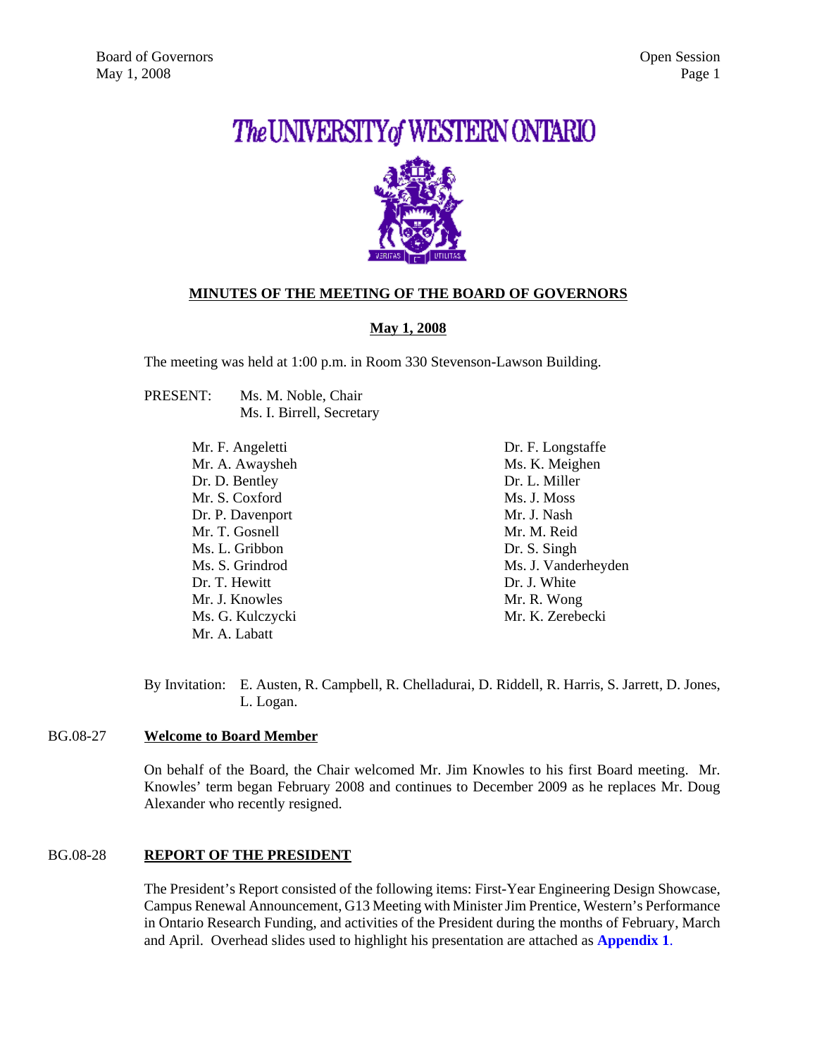# The UNIVERSITY of WESTERN ONTARIO

**MINUTES OF THE MEETING OF THE BOARD OF GOVERNORS**

**May 1, 2008**

The meeting was held at 1:00 p.m. in Room 330 Stevenson-Lawson Building.

PRESENT: Ms. M. Noble, Chair
Ms. I. Birrell, Secretary

Mr. F. Angeletti
Mr. A. Awaysheh
Dr. D. Bentley
Mr. S. Coxford
Dr. P. Davenport
Mr. T. Gosnell
Ms. L. Gribbon
Ms. S. Grindrod
Dr. T. Hewitt
Mr. J. Knowles
Ms. G. Kulczycki
Mr. A. Labatt
Dr. F. Longstaffe
Ms. K. Meighen
Dr. L. Miller
Ms. J. Moss
Mr. J. Nash
Mr. M. Reid
Dr. S. Singh
Ms. J. Vanderheyden
Dr. J. White
Mr. R. Wong
Mr. K. Zerebecki

By Invitation: E. Austen, R. Campbell, R. Chelladurai, D. Riddell, R. Harris, S. Jarrett, D. Jones, L. Logan.

## BG.08-27 Welcome to Board Member

On behalf of the Board, the Chair welcomed Mr. Jim Knowles to his first Board meeting. Mr. Knowles' term began February 2008 and continues to December 2009 as he replaces Mr. Doug Alexander who recently resigned.

## BG.08-28 REPORT OF THE PRESIDENT

The President's Report consisted of the following items: First-Year Engineering Design Showcase, Campus Renewal Announcement, G13 Meeting with Minister Jim Prentice, Western's Performance in Ontario Research Funding, and activities of the President during the months of February, March and April. Overhead slides used to highlight his presentation are attached as **Appendix 1**.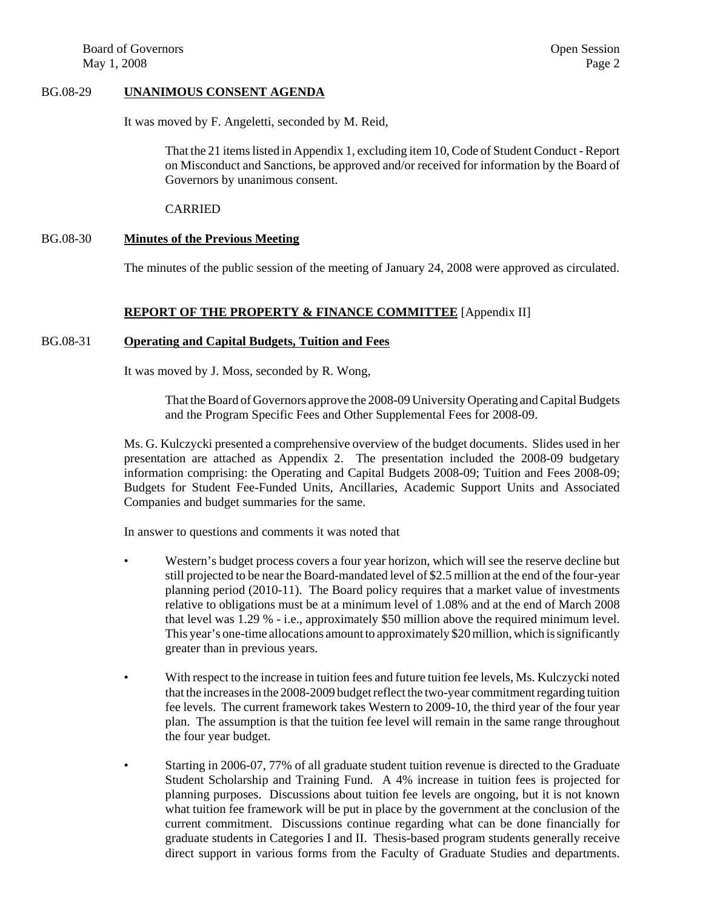BG.08-29 **UNANIMOUS CONSENT AGENDA**

It was moved by F. Angeletti, seconded by M. Reid,

> That the 21 items listed in Appendix 1, excluding item 10, Code of Student Conduct - Report on Misconduct and Sanctions, be approved and/or received for information by the Board of Governors by unanimous consent.
>
> CARRIED

BG.08-30 **Minutes of the Previous Meeting**

The minutes of the public session of the meeting of January 24, 2008 were approved as circulated.

**REPORT OF THE PROPERTY & FINANCE COMMITTEE** [Appendix II]

BG.08-31 **Operating and Capital Budgets, Tuition and Fees**

It was moved by J. Moss, seconded by R. Wong,

> That the Board of Governors approve the 2008-09 University Operating and Capital Budgets and the Program Specific Fees and Other Supplemental Fees for 2008-09.

Ms. G. Kulczycki presented a comprehensive overview of the budget documents. Slides used in her presentation are attached as Appendix 2. The presentation included the 2008-09 budgetary information comprising: the Operating and Capital Budgets 2008-09; Tuition and Fees 2008-09; Budgets for Student Fee-Funded Units, Ancillaries, Academic Support Units and Associated Companies and budget summaries for the same.

In answer to questions and comments it was noted that

- Western's budget process covers a four year horizon, which will see the reserve decline but still projected to be near the Board-mandated level of $2.5 million at the end of the four-year planning period (2010-11). The Board policy requires that a market value of investments relative to obligations must be at a minimum level of 1.08% and at the end of March 2008 that level was 1.29 % - i.e., approximately $50 million above the required minimum level. This year's one-time allocations amount to approximately $20 million, which is significantly greater than in previous years.

- With respect to the increase in tuition fees and future tuition fee levels, Ms. Kulczycki noted that the increases in the 2008-2009 budget reflect the two-year commitment regarding tuition fee levels. The current framework takes Western to 2009-10, the third year of the four year plan. The assumption is that the tuition fee level will remain in the same range throughout the four year budget.

- Starting in 2006-07, 77% of all graduate student tuition revenue is directed to the Graduate Student Scholarship and Training Fund. A 4% increase in tuition fees is projected for planning purposes. Discussions about tuition fee levels are ongoing, but it is not known what tuition fee framework will be put in place by the government at the conclusion of the current commitment. Discussions continue regarding what can be done financially for graduate students in Categories I and II. Thesis-based program students generally receive direct support in various forms from the Faculty of Graduate Studies and departments.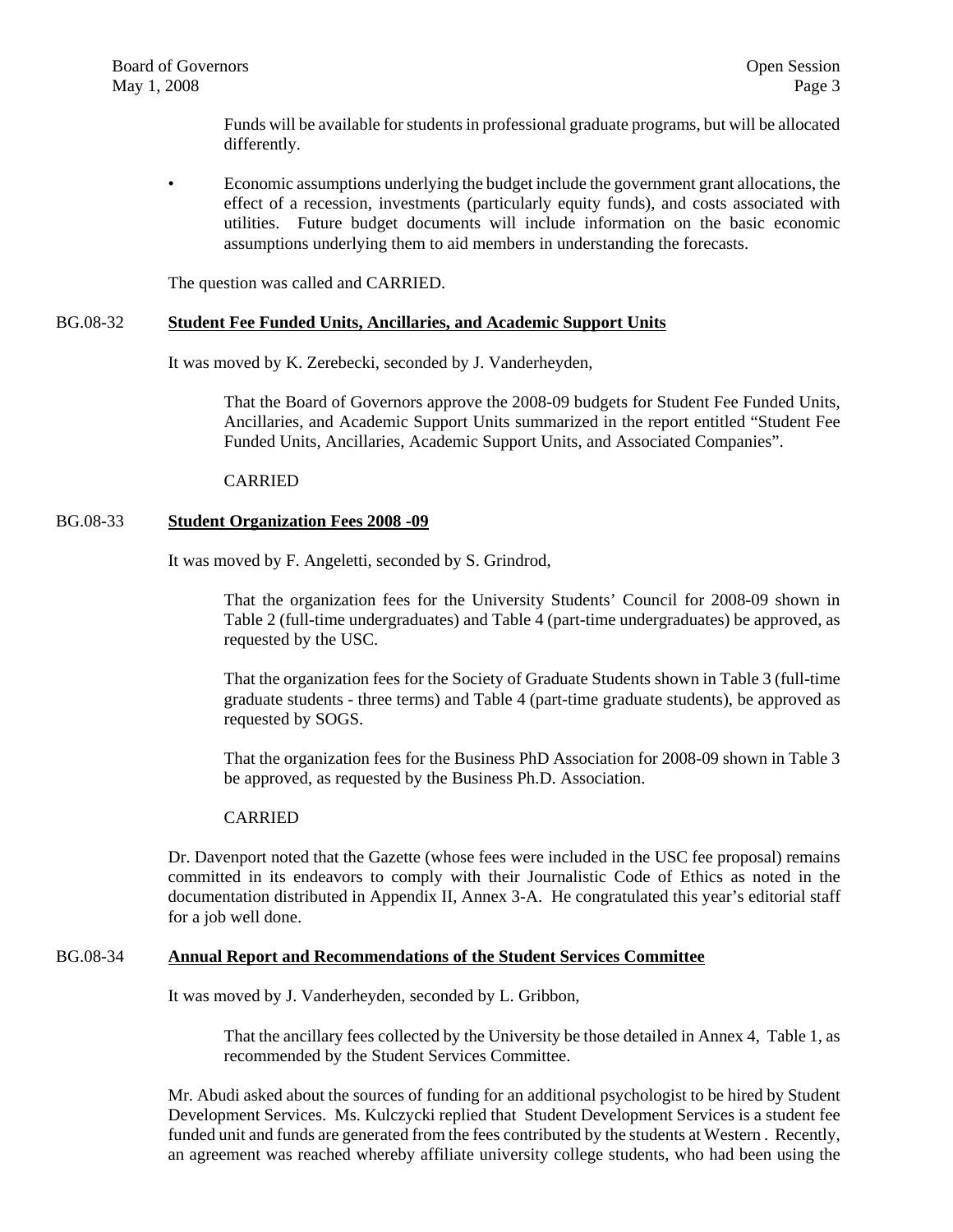Funds will be available for students in professional graduate programs, but will be allocated differently.

- Economic assumptions underlying the budget include the government grant allocations, the effect of a recession, investments (particularly equity funds), and costs associated with utilities. Future budget documents will include information on the basic economic assumptions underlying them to aid members in understanding the forecasts.

The question was called and CARRIED.

## BG.08-32 **Student Fee Funded Units, Ancillaries, and Academic Support Units**

It was moved by K. Zerebecki, seconded by J. Vanderheyden,

> That the Board of Governors approve the 2008-09 budgets for Student Fee Funded Units, Ancillaries, and Academic Support Units summarized in the report entitled "Student Fee Funded Units, Ancillaries, Academic Support Units, and Associated Companies".
>
> CARRIED

## BG.08-33 **Student Organization Fees 2008 -09**

It was moved by F. Angeletti, seconded by S. Grindrod,

> That the organization fees for the University Students' Council for 2008-09 shown in Table 2 (full-time undergraduates) and Table 4 (part-time undergraduates) be approved, as requested by the USC.
>
> That the organization fees for the Society of Graduate Students shown in Table 3 (full-time graduate students - three terms) and Table 4 (part-time graduate students), be approved as requested by SOGS.
>
> That the organization fees for the Business PhD Association for 2008-09 shown in Table 3 be approved, as requested by the Business Ph.D. Association.
>
> CARRIED

Dr. Davenport noted that the Gazette (whose fees were included in the USC fee proposal) remains committed in its endeavors to comply with their Journalistic Code of Ethics as noted in the documentation distributed in Appendix II, Annex 3-A. He congratulated this year's editorial staff for a job well done.

## BG.08-34 **Annual Report and Recommendations of the Student Services Committee**

It was moved by J. Vanderheyden, seconded by L. Gribbon,

> That the ancillary fees collected by the University be those detailed in Annex 4, Table 1, as recommended by the Student Services Committee.

Mr. Abudi asked about the sources of funding for an additional psychologist to be hired by Student Development Services. Ms. Kulczycki replied that Student Development Services is a student fee funded unit and funds are generated from the fees contributed by the students at Western . Recently, an agreement was reached whereby affiliate university college students, who had been using the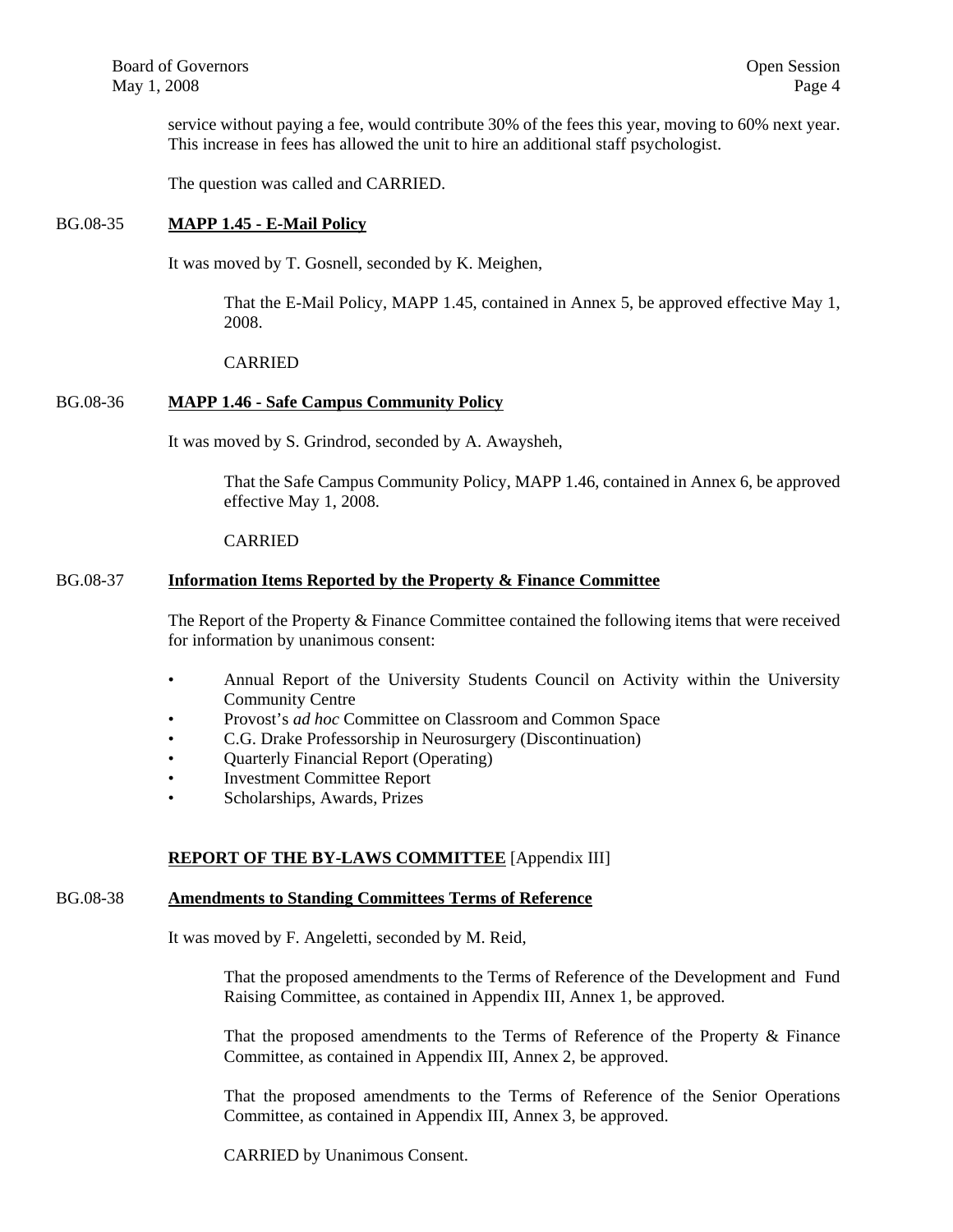service without paying a fee, would contribute 30% of the fees this year, moving to 60% next year. This increase in fees has allowed the unit to hire an additional staff psychologist.

The question was called and CARRIED.

BG.08-35 **MAPP 1.45 - E-Mail Policy**

It was moved by T. Gosnell, seconded by K. Meighen,

> That the E-Mail Policy, MAPP 1.45, contained in Annex 5, be approved effective May 1, 2008.
>
> CARRIED

BG.08-36 **MAPP 1.46 - Safe Campus Community Policy**

It was moved by S. Grindrod, seconded by A. Awaysheh,

> That the Safe Campus Community Policy, MAPP 1.46, contained in Annex 6, be approved effective May 1, 2008.
>
> CARRIED

BG.08-37 **Information Items Reported by the Property & Finance Committee**

The Report of the Property & Finance Committee contained the following items that were received for information by unanimous consent:

- Annual Report of the University Students Council on Activity within the University Community Centre
- Provost's *ad hoc* Committee on Classroom and Common Space
- C.G. Drake Professorship in Neurosurgery (Discontinuation)
- Quarterly Financial Report (Operating)
- Investment Committee Report
- Scholarships, Awards, Prizes

## **REPORT OF THE BY-LAWS COMMITTEE** [Appendix III]

BG.08-38 **Amendments to Standing Committees Terms of Reference**

It was moved by F. Angeletti, seconded by M. Reid,

> That the proposed amendments to the Terms of Reference of the Development and Fund Raising Committee, as contained in Appendix III, Annex 1, be approved.
>
> That the proposed amendments to the Terms of Reference of the Property & Finance Committee, as contained in Appendix III, Annex 2, be approved.
>
> That the proposed amendments to the Terms of Reference of the Senior Operations Committee, as contained in Appendix III, Annex 3, be approved.
>
> CARRIED by Unanimous Consent.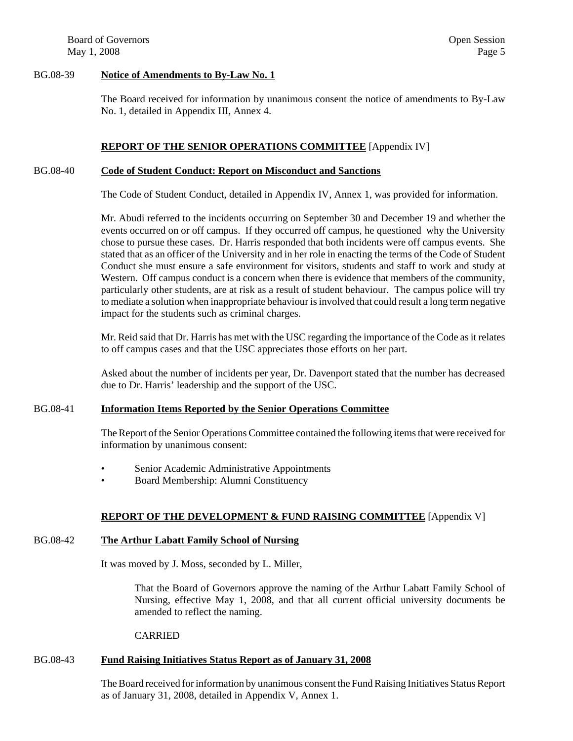BG.08-39 **Notice of Amendments to By-Law No. 1**

The Board received for information by unanimous consent the notice of amendments to By-Law No. 1, detailed in Appendix III, Annex 4.

## REPORT OF THE SENIOR OPERATIONS COMMITTEE [Appendix IV]

BG.08-40 **Code of Student Conduct: Report on Misconduct and Sanctions**

The Code of Student Conduct, detailed in Appendix IV, Annex 1, was provided for information.

Mr. Abudi referred to the incidents occurring on September 30 and December 19 and whether the events occurred on or off campus. If they occurred off campus, he questioned why the University chose to pursue these cases. Dr. Harris responded that both incidents were off campus events. She stated that as an officer of the University and in her role in enacting the terms of the Code of Student Conduct she must ensure a safe environment for visitors, students and staff to work and study at Western. Off campus conduct is a concern when there is evidence that members of the community, particularly other students, are at risk as a result of student behaviour. The campus police will try to mediate a solution when inappropriate behaviour is involved that could result a long term negative impact for the students such as criminal charges.

Mr. Reid said that Dr. Harris has met with the USC regarding the importance of the Code as it relates to off campus cases and that the USC appreciates those efforts on her part.

Asked about the number of incidents per year, Dr. Davenport stated that the number has decreased due to Dr. Harris' leadership and the support of the USC.

BG.08-41 **Information Items Reported by the Senior Operations Committee**

The Report of the Senior Operations Committee contained the following items that were received for information by unanimous consent:

- Senior Academic Administrative Appointments
- Board Membership: Alumni Constituency

## REPORT OF THE DEVELOPMENT & FUND RAISING COMMITTEE [Appendix V]

BG.08-42 **The Arthur Labatt Family School of Nursing**

It was moved by J. Moss, seconded by L. Miller,

> That the Board of Governors approve the naming of the Arthur Labatt Family School of Nursing, effective May 1, 2008, and that all current official university documents be amended to reflect the naming.
>
> CARRIED

BG.08-43 **Fund Raising Initiatives Status Report as of January 31, 2008**

The Board received for information by unanimous consent the Fund Raising Initiatives Status Report as of January 31, 2008, detailed in Appendix V, Annex 1.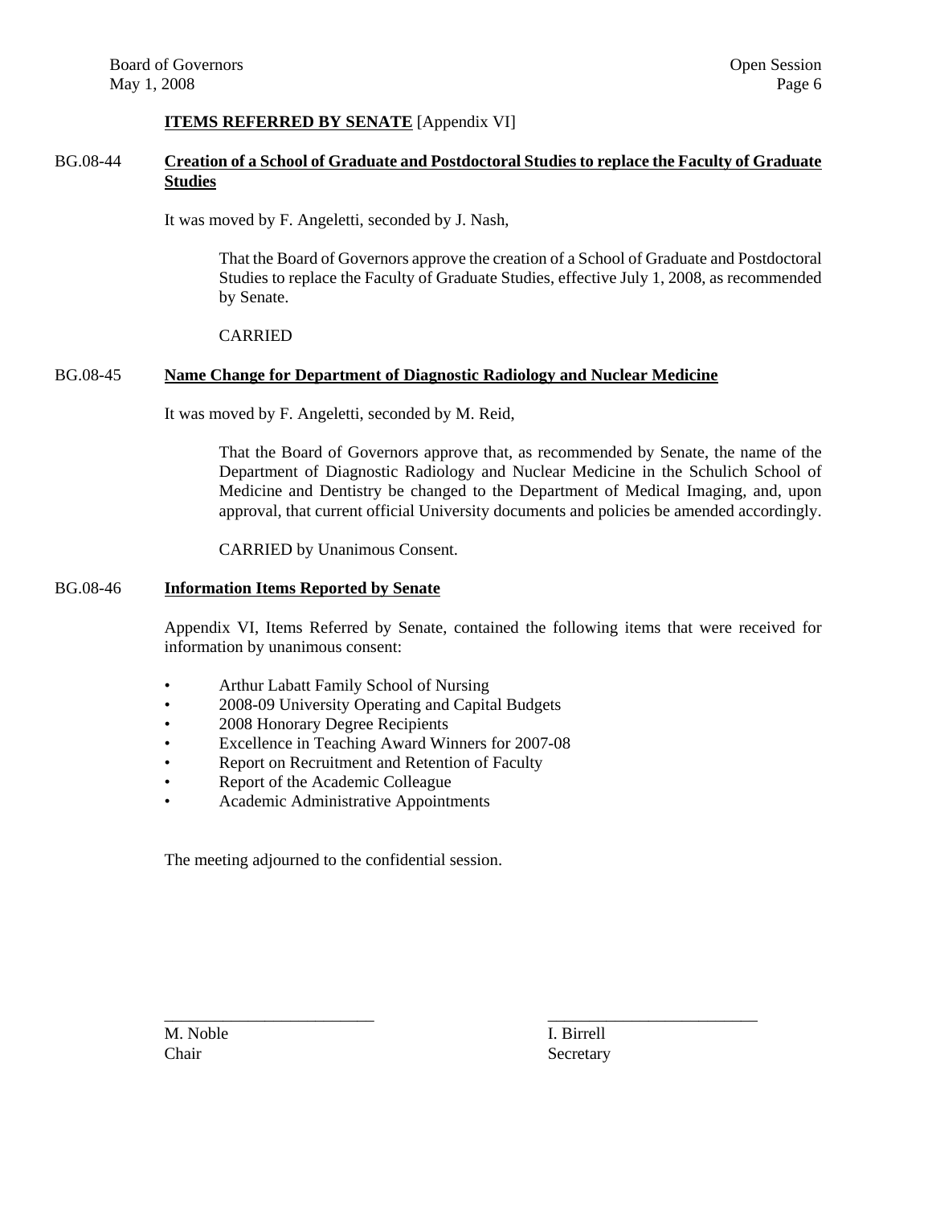## ITEMS REFERRED BY SENATE [Appendix VI]

**BG.08-44 Creation of a School of Graduate and Postdoctoral Studies to replace the Faculty of Graduate Studies**

It was moved by F. Angeletti, seconded by J. Nash,

> That the Board of Governors approve the creation of a School of Graduate and Postdoctoral Studies to replace the Faculty of Graduate Studies, effective July 1, 2008, as recommended by Senate.
>
> CARRIED

**BG.08-45 Name Change for Department of Diagnostic Radiology and Nuclear Medicine**

It was moved by F. Angeletti, seconded by M. Reid,

> That the Board of Governors approve that, as recommended by Senate, the name of the Department of Diagnostic Radiology and Nuclear Medicine in the Schulich School of Medicine and Dentistry be changed to the Department of Medical Imaging, and, upon approval, that current official University documents and policies be amended accordingly.
>
> CARRIED by Unanimous Consent.

**BG.08-46 Information Items Reported by Senate**

Appendix VI, Items Referred by Senate, contained the following items that were received for information by unanimous consent:

- Arthur Labatt Family School of Nursing
- 2008-09 University Operating and Capital Budgets
- 2008 Honorary Degree Recipients
- Excellence in Teaching Award Winners for 2007-08
- Report on Recruitment and Retention of Faculty
- Report of the Academic Colleague
- Academic Administrative Appointments

The meeting adjourned to the confidential session.

| _________________________ | _________________________ |
|---|---|
| M. Noble | I. Birrell |
| Chair | Secretary |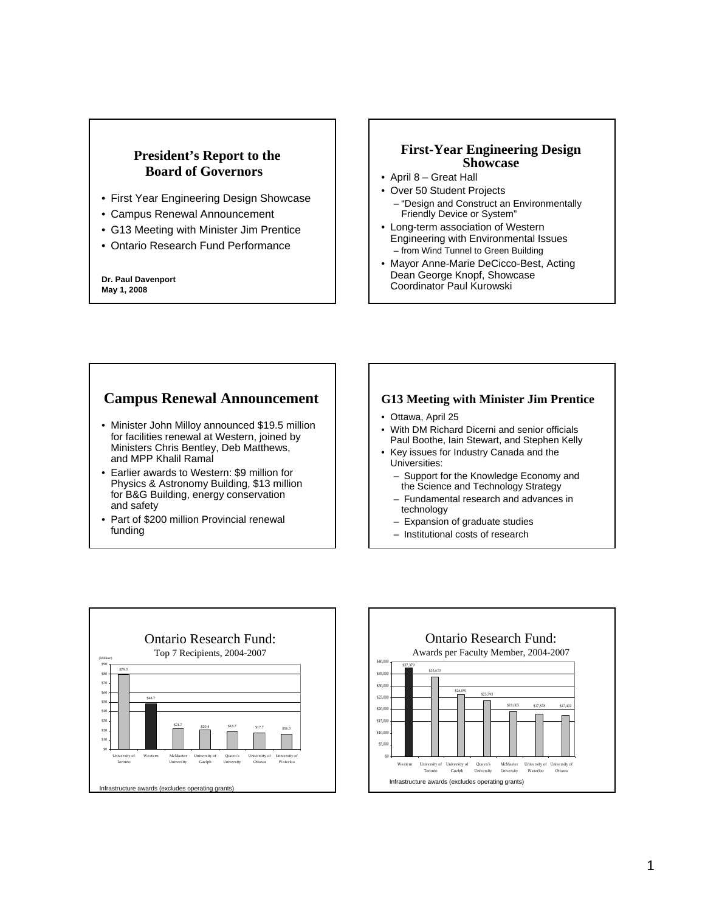## President's Report to the Board of Governors

- First Year Engineering Design Showcase
- Campus Renewal Announcement
- G13 Meeting with Minister Jim Prentice
- Ontario Research Fund Performance

**Dr. Paul Davenport**
**May 1, 2008**

## First-Year Engineering Design Showcase

- April 8 – Great Hall
- Over 50 Student Projects
  - "Design and Construct an Environmentally Friendly Device or System"
- Long-term association of Western Engineering with Environmental Issues
  - from Wind Tunnel to Green Building
- Mayor Anne-Marie DeCicco-Best, Acting Dean George Knopf, Showcase Coordinator Paul Kurowski

## Campus Renewal Announcement

- Minister John Milloy announced $19.5 million for facilities renewal at Western, joined by Ministers Chris Bentley, Deb Matthews, and MPP Khalil Ramal
- Earlier awards to Western: $9 million for Physics & Astronomy Building, $13 million for B&G Building, energy conservation and safety
- Part of $200 million Provincial renewal funding

## G13 Meeting with Minister Jim Prentice

- Ottawa, April 25
- With DM Richard Dicerni and senior officials Paul Boothe, Iain Stewart, and Stephen Kelly
- Key issues for Industry Canada and the Universities:
  - Support for the Knowledge Economy and the Science and Technology Strategy
  - Fundamental research and advances in technology
  - Expansion of graduate studies
  - Institutional costs of research

## Ontario Research Fund:

Top 7 Recipients, 2004-2007

(Millions)

$90
$80
$70
$60
$50
$40
$30
$20
$10
$0

$79.5
$48.7
$21.7
$20.4
$18.7
$17.7
$16.3

University of Toronto
Western
McMaster University
University of Guelph
Queen's University
University of Ottawa
University of Waterloo

Infrastructure awards (excludes operating grants)

## Ontario Research Fund:

Awards per Faculty Member, 2004-2007

$40,000
$35,000
$30,000
$25,000
$20,000
$15,000
$10,000
$5,000
$0

$37,379
$33,673
$26,091
$23,593
$19,005
$17,878
$17,402

Western
University of Toronto
University of Guelph
Queen's University
McMaster University
University of Waterloo
University of Ottawa

Infrastructure awards (excludes operating grants)